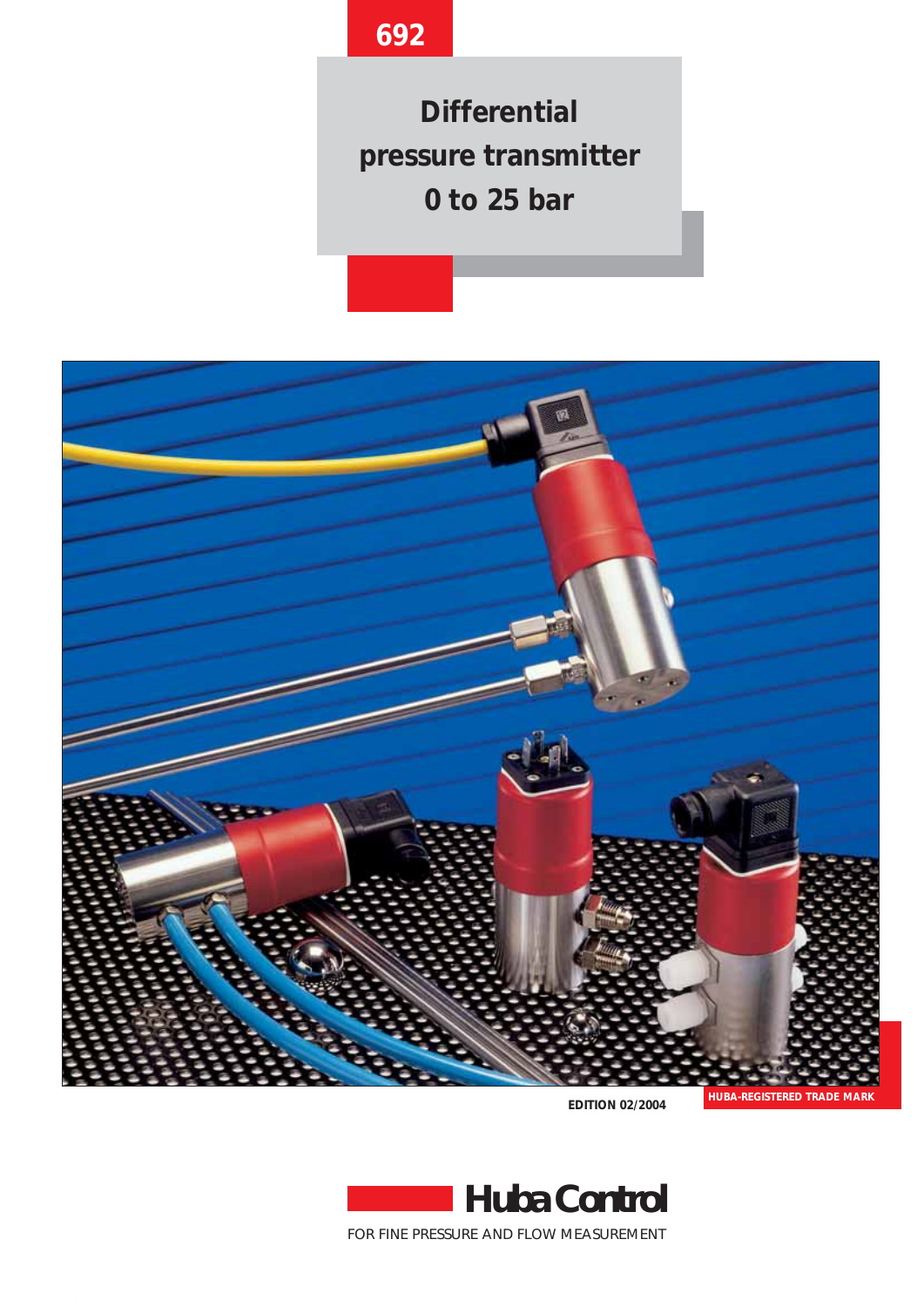692

# Differential pressure transmitter 0 to 25 bar

EDITION 02/2004

HUBA-REGISTERED TRADE MARK

**Huba Control**

FOR FINE PRESSURE AND FLOW MEASUREMENT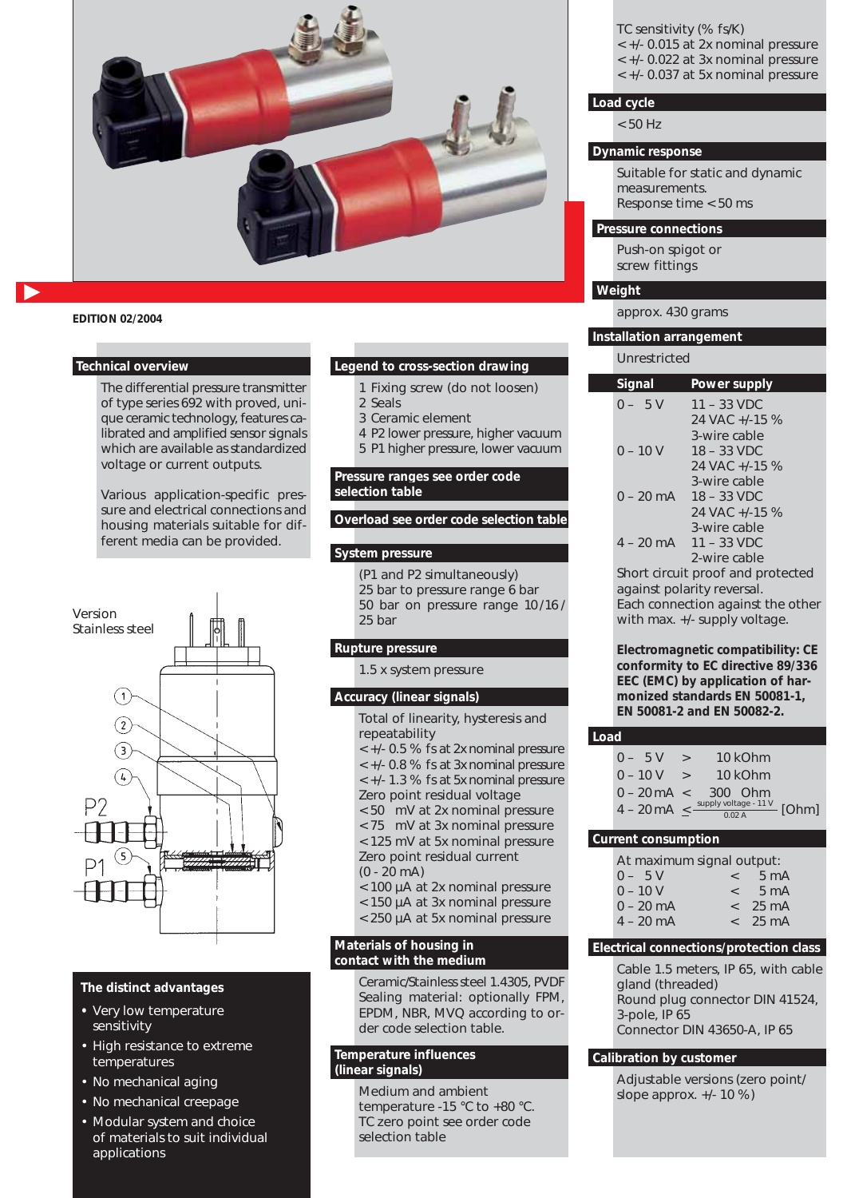EDITION 02/2004

## Technical overview

The differential pressure transmitter of type series 692 with proved, unique ceramic technology, features calibrated and amplified sensor signals which are available as standardized voltage or current outputs.

Various application-specific pressure and electrical connections and housing materials suitable for different media can be provided.

Version
Stainless steel

P2
P1

## The distinct advantages

- Very low temperature sensitivity
- High resistance to extreme temperatures
- No mechanical aging
- No mechanical creepage
- Modular system and choice of materials to suit individual applications

## Legend to cross-section drawing

1 Fixing screw (do not loosen)
2 Seals
3 Ceramic element
4 P2 lower pressure, higher vacuum
5 P1 higher pressure, lower vacuum

## Pressure ranges see order code selection table

## Overload see order code selection table

## System pressure

(P1 and P2 simultaneously)
25 bar to pressure range 6 bar
50 bar on pressure range 10/16/25 bar

## Rupture pressure

1.5 x system pressure

## Accuracy (linear signals)

Total of linearity, hysteresis and repeatability
< +/- 0.5 % fs at 2x nominal pressure
< +/- 0.8 % fs at 3x nominal pressure
< +/- 1.3 % fs at 5x nominal pressure
Zero point residual voltage
< 50 mV at 2x nominal pressure
< 75 mV at 3x nominal pressure
< 125 mV at 5x nominal pressure
Zero point residual current
(0 - 20 mA)
< 100 µA at 2x nominal pressure
< 150 µA at 3x nominal pressure
< 250 µA at 5x nominal pressure

## Materials of housing in contact with the medium

Ceramic/Stainless steel 1.4305, PVDF
Sealing material: optionally FPM, EPDM, NBR, MVQ according to order code selection table.

## Temperature influences (linear signals)

Medium and ambient temperature -15 °C to +80 °C.
TC zero point see order code selection table

TC sensitivity (% fs/K)
< +/- 0.015 at 2x nominal pressure
< +/- 0.022 at 3x nominal pressure
< +/- 0.037 at 5x nominal pressure

## Load cycle

< 50 Hz

## Dynamic response

Suitable for static and dynamic measurements.
Response time < 50 ms

## Pressure connections

Push-on spigot or screw fittings

## Weight

approx. 430 grams

## Installation arrangement

Unrestricted

| Signal | Power supply |
|---|---|
| 0 – 5 V | 11 – 33 VDC<br>24 VAC +/-15 %<br>3-wire cable |
| 0 – 10 V | 18 – 33 VDC<br>24 VAC +/-15 %<br>3-wire cable |
| 0 – 20 mA | 18 – 33 VDC<br>24 VAC +/-15 %<br>3-wire cable |
| 4 – 20 mA | 11 – 33 VDC<br>2-wire cable |

Short circuit proof and protected against polarity reversal.
Each connection against the other with max. +/- supply voltage.

**Electromagnetic compatibility: CE conformity to EC directive 89/336 EEC (EMC) by application of harmonized standards EN 50081-1, EN 50081-2 and EN 50082-2.**

## Load

0 – 5 V > 10 kOhm
0 – 10 V > 10 kOhm
0 – 20 mA < 300 Ohm
4 – 20 mA $\leq \frac{\text{supply voltage} - 11\text{ V}}{0.02\text{ A}}$ [Ohm]

## Current consumption

At maximum signal output:

| | | |
|---|---|---|
| 0 – 5 V | < | 5 mA |
| 0 – 10 V | < | 5 mA |
| 0 – 20 mA | < | 25 mA |
| 4 – 20 mA | < | 25 mA |

## Electrical connections/protection class

Cable 1.5 meters, IP 65, with cable gland (threaded)
Round plug connector DIN 41524, 3-pole, IP 65
Connector DIN 43650-A, IP 65

## Calibration by customer

Adjustable versions (zero point/slope approx. +/- 10 %)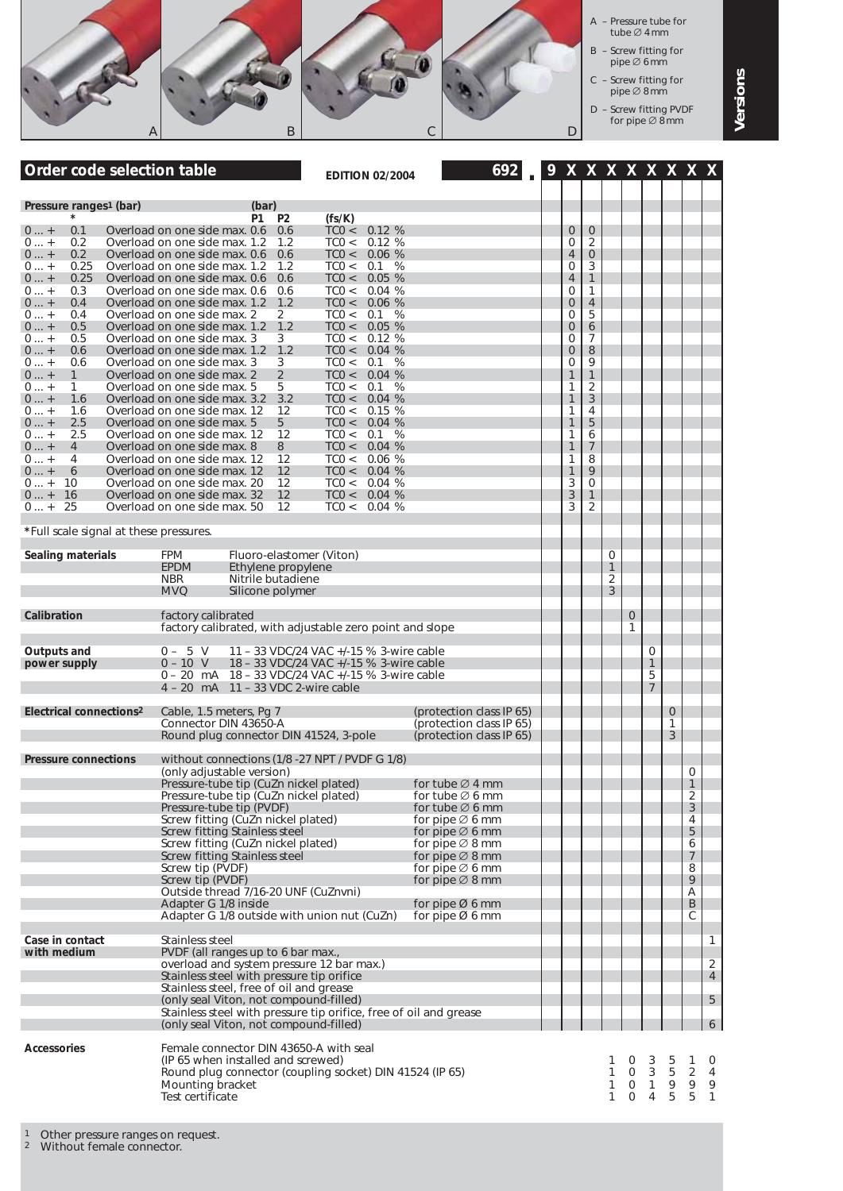A – Pressure tube for tube ∅ 4 mm

B – Screw fitting for pipe ∅ 6 mm

C – Screw fitting for pipe ∅ 8 mm

D – Screw fitting PVDF for pipe ∅ 8 mm

**Versions**

## Order code selection table

EDITION 02/2004

**692 . 9 X X X X X X X X**

| Pressure ranges[1] (bar) | | (bar) P1 | P2 | (fs/K) | 9 | X | X | X | X | X | X | X | X |
|---|---|---|---|---|---|---|---|---|---|---|---|---|---|
| * | | | | | | | | | | | | | |
| 0 ... + 0.1 | Overload on one side max. | 0.6 | 0.6 | TC0 < 0.12 % | | 0 | 0 | | | | | | |
| 0 ... + 0.2 | Overload on one side max. | 1.2 | 1.2 | TC0 < 0.12 % | | 0 | 2 | | | | | | |
| 0 ... + 0.2 | Overload on one side max. | 0.6 | 0.6 | TC0 < 0.06 % | | 4 | 0 | | | | | | |
| 0 ... + 0.25 | Overload on one side max. | 1.2 | 1.2 | TC0 < 0.1 % | | 0 | 3 | | | | | | |
| 0 ... + 0.25 | Overload on one side max. | 0.6 | 0.6 | TC0 < 0.05 % | | 4 | 1 | | | | | | |
| 0 ... + 0.3 | Overload on one side max. | 0.6 | 0.6 | TC0 < 0.04 % | | 0 | 1 | | | | | | |
| 0 ... + 0.4 | Overload on one side max. | 1.2 | 1.2 | TC0 < 0.06 % | | 0 | 4 | | | | | | |
| 0 ... + 0.4 | Overload on one side max. | 2 | 2 | TC0 < 0.1 % | | 0 | 5 | | | | | | |
| 0 ... + 0.5 | Overload on one side max. | 1.2 | 1.2 | TC0 < 0.05 % | | 0 | 6 | | | | | | |
| 0 ... + 0.5 | Overload on one side max. | 3 | 3 | TC0 < 0.12 % | | 0 | 7 | | | | | | |
| 0 ... + 0.6 | Overload on one side max. | 1.2 | 1.2 | TC0 < 0.04 % | | 0 | 8 | | | | | | |
| 0 ... + 0.6 | Overload on one side max. | 3 | 3 | TC0 < 0.1 % | | 0 | 9 | | | | | | |
| 0 ... + 1 | Overload on one side max. | 2 | 2 | TC0 < 0.04 % | | 1 | 1 | | | | | | |
| 0 ... + 1 | Overload on one side max. | 5 | 5 | TC0 < 0.1 % | | 1 | 2 | | | | | | |
| 0 ... + 1.6 | Overload on one side max. | 3.2 | 3.2 | TC0 < 0.04 % | | 1 | 3 | | | | | | |
| 0 ... + 1.6 | Overload on one side max. | 12 | 12 | TC0 < 0.15 % | | 1 | 4 | | | | | | |
| 0 ... + 2.5 | Overload on one side max. | 5 | 5 | TC0 < 0.04 % | | 1 | 5 | | | | | | |
| 0 ... + 2.5 | Overload on one side max. | 12 | 12 | TC0 < 0.1 % | | 1 | 6 | | | | | | |
| 0 ... + 4 | Overload on one side max. | 8 | 8 | TC0 < 0.04 % | | 1 | 7 | | | | | | |
| 0 ... + 4 | Overload on one side max. | 12 | 12 | TC0 < 0.06 % | | 1 | 8 | | | | | | |
| 0 ... + 6 | Overload on one side max. | 12 | 12 | TC0 < 0.04 % | | 1 | 9 | | | | | | |
| 0 ... + 10 | Overload on one side max. | 20 | 12 | TC0 < 0.04 % | | 3 | 0 | | | | | | |
| 0 ... + 16 | Overload on one side max. | 32 | 12 | TC0 < 0.04 % | | 3 | 1 | | | | | | |
| 0 ... + 25 | Overload on one side max. | 50 | 12 | TC0 < 0.04 % | | 3 | 2 | | | | | | |

*Full scale signal at these pressures.

| | | | | | | | | | |
|---|---|---|---|---|---|---|---|---|---|
| **Sealing materials** | FPM Fluoro-elastomer (Viton) | | 0 | | | | | | |
| | EPDM Ethylene propylene | | 1 | | | | | | |
| | NBR Nitrile butadiene | | 2 | | | | | | |
| | MVQ Silicone polymer | | 3 | | | | | | |
| **Calibration** | factory calibrated | | | 0 | | | | | |
| | factory calibrated, with adjustable zero point and slope | | | 1 | | | | | |
| **Outputs and power supply** | 0 – 5 V 11 – 33 VDC/24 VAC +/-15 % 3-wire cable | | | | 0 | | | | |
| | 0 – 10 V 18 – 33 VDC/24 VAC +/-15 % 3-wire cable | | | | 1 | | | | |
| | 0 – 20 mA 18 – 33 VDC/24 VAC +/-15 % 3-wire cable | | | | 5 | | | | |
| | 4 – 20 mA 11 – 33 VDC 2-wire cable | | | | 7 | | | | |
| **Electrical connections[2]** | Cable, 1.5 meters, Pg 7 | (protection class IP 65) | | | | 0 | | | |
| | Connector DIN 43650-A | (protection class IP 65) | | | | 1 | | | |
| | Round plug connector DIN 41524, 3-pole | (protection class IP 65) | | | | 3 | | | |
| **Pressure connections** | without connections (1/8 -27 NPT / PVDF G 1/8) (only adjustable version) | | | | | | 0 | | |
| | Pressure-tube tip (CuZn nickel plated) | for tube ∅ 4 mm | | | | | 1 | | |
| | Pressure-tube tip (CuZn nickel plated) | for tube ∅ 6 mm | | | | | 2 | | |
| | Pressure-tube tip (PVDF) | for tube ∅ 6 mm | | | | | 3 | | |
| | Screw fitting (CuZn nickel plated) | for pipe ∅ 6 mm | | | | | 4 | | |
| | Screw fitting Stainless steel | for pipe ∅ 6 mm | | | | | 5 | | |
| | Screw fitting (CuZn nickel plated) | for pipe ∅ 8 mm | | | | | 6 | | |
| | Screw fitting Stainless steel | for pipe ∅ 8 mm | | | | | 7 | | |
| | Screw tip (PVDF) | for pipe ∅ 6 mm | | | | | 8 | | |
| | Screw tip (PVDF) | for pipe ∅ 8 mm | | | | | 9 | | |
| | Outside thread 7/16-20 UNF (CuZnvni) | | | | | | A | | |
| | Adapter G 1/8 inside | for pipe Ø 6 mm | | | | | B | | |
| | Adapter G 1/8 outside with union nut (CuZn) | for pipe Ø 6 mm | | | | | C | | |
| **Case in contact with medium** | Stainless steel | | | | | | | 1 | |
| | PVDF (all ranges up to 6 bar max., overload and system pressure 12 bar max.) | | | | | | | 2 | |
| | Stainless steel with pressure tip orifice | | | | | | | 4 | |
| | Stainless steel, free of oil and grease (only seal Viton, not compound-filled) | | | | | | | 5 | |
| | Stainless steel with pressure tip orifice, free of oil and grease (only seal Viton, not compound-filled) | | | | | | | 6 | |

| Accessories | | Order code |
|---|---|---|
| **Accessories** | Female connector DIN 43650-A with seal (IP 65 when installed and screwed) | 1 0 3 5 1 0 |
| | Round plug connector (coupling socket) DIN 41524 (IP 65) | 1 0 3 5 2 4 |
| | Mounting bracket | 1 0 1 9 9 9 |
| | Test certificate | 1 0 4 5 5 1 |

[1] Other pressure ranges on request.
[2] Without female connector.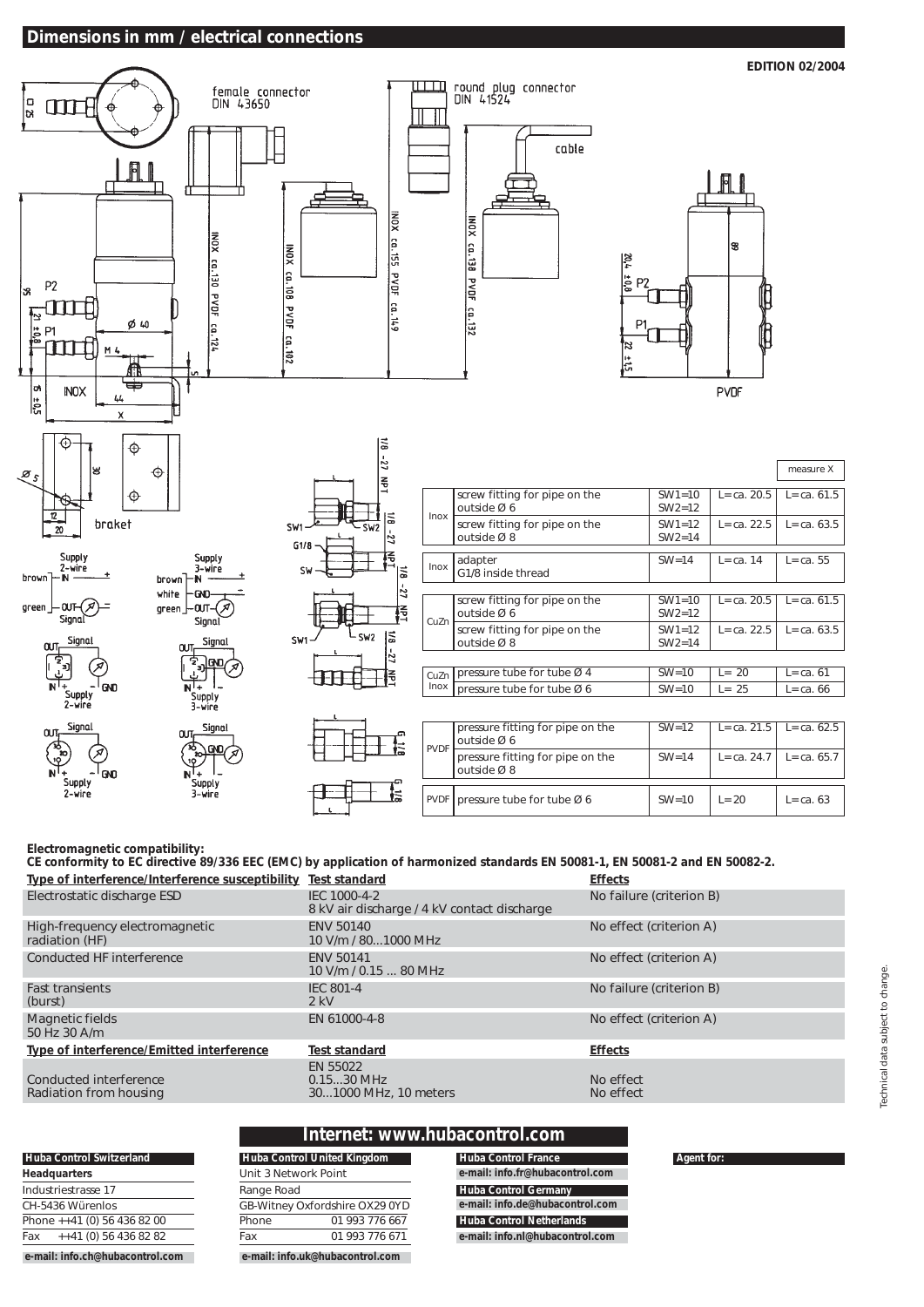## Dimensions in mm / electrical connections

**EDITION 02/2004**

female connector DIN 43650

round plug connector DIN 41524

cable

INOX ca.130 PVDF ca.124

INOX ca.108 PVDF ca.102

INOX ca.155 PVDF ca.149

INOX ca.138 PVDF ca.132

P2

P1

Ø 40

M 4

INOX

44

X

PVDF

braket

Supply 2-wire: brown – IN +, green – OUT – Signal

Supply 3-wire: brown – IN +, white – GND –, green – OUT – Signal

| | | | | measure X |
|---|---|---|---|---|
| Inox | screw fitting for pipe on the outside Ø 6 | SW1=10 SW2=12 | L= ca. 20.5 | L= ca. 61.5 |
| Inox | screw fitting for pipe on the outside Ø 8 | SW1=12 SW2=14 | L= ca. 22.5 | L= ca. 63.5 |
| Inox | adapter G1/8 inside thread | SW=14 | L= ca. 14 | L= ca. 55 |
| CuZn | screw fitting for pipe on the outside Ø 6 | SW1=10 SW2=12 | L= ca. 20.5 | L= ca. 61.5 |
| CuZn | screw fitting for pipe on the outside Ø 8 | SW1=12 SW2=14 | L= ca. 22.5 | L= ca. 63.5 |
| CuZn Inox | pressure tube for tube Ø 4 | SW=10 | L= 20 | L= ca. 61 |
| CuZn Inox | pressure tube for tube Ø 6 | SW=10 | L= 25 | L= ca. 66 |
| PVDF | pressure fitting for pipe on the outside Ø 6 | SW=12 | L= ca. 21.5 | L= ca. 62.5 |
| PVDF | pressure fitting for pipe on the outside Ø 8 | SW=14 | L= ca. 24.7 | L= ca. 65.7 |
| PVDF | pressure tube for tube Ø 6 | SW=10 | L=20 | L= ca. 63 |

**Electromagnetic compatibility:**
**CE conformity to EC directive 89/336 EEC (EMC) by application of harmonized standards EN 50081-1, EN 50081-2 and EN 50082-2.**

| Type of interference/Interference susceptibility | Test standard | Effects |
|---|---|---|
| Electrostatic discharge ESD | IEC 1000-4-2 8 kV air discharge / 4 kV contact discharge | No failure (criterion B) |
| High-frequency electromagnetic radiation (HF) | ENV 50140 10 V/m / 80...1000 MHz | No effect (criterion A) |
| Conducted HF interference | ENV 50141 10 V/m / 0.15 ... 80 MHz | No effect (criterion A) |
| Fast transients (burst) | IEC 801-4 2 kV | No failure (criterion B) |
| Magnetic fields 50 Hz 30 A/m | EN 61000-4-8 | No effect (criterion A) |

| Type of interference/Emitted interference | Test standard | Effects |
|---|---|---|
| | EN 55022 | |
| Conducted interference | 0.15...30 MHz | No effect |
| Radiation from housing | 30...1000 MHz, 10 meters | No effect |

Technical data subject to change.

## Internet: www.hubacontrol.com

**Huba Control Switzerland**
**Headquarters**
Industriestrasse 17
CH-5436 Würenlos
Phone ++41 (0) 56 436 82 00
Fax ++41 (0) 56 436 82 82
e-mail: info.ch@hubacontrol.com

**Huba Control United Kingdom**
Unit 3 Network Point
Range Road
GB-Witney Oxfordshire OX29 0YD
Phone 01 993 776 667
Fax 01 993 776 671
e-mail: info.uk@hubacontrol.com

**Huba Control France**
e-mail: info.fr@hubacontrol.com

**Huba Control Germany**
e-mail: info.de@hubacontrol.com

**Huba Control Netherlands**
e-mail: info.nl@hubacontrol.com

**Agent for:**